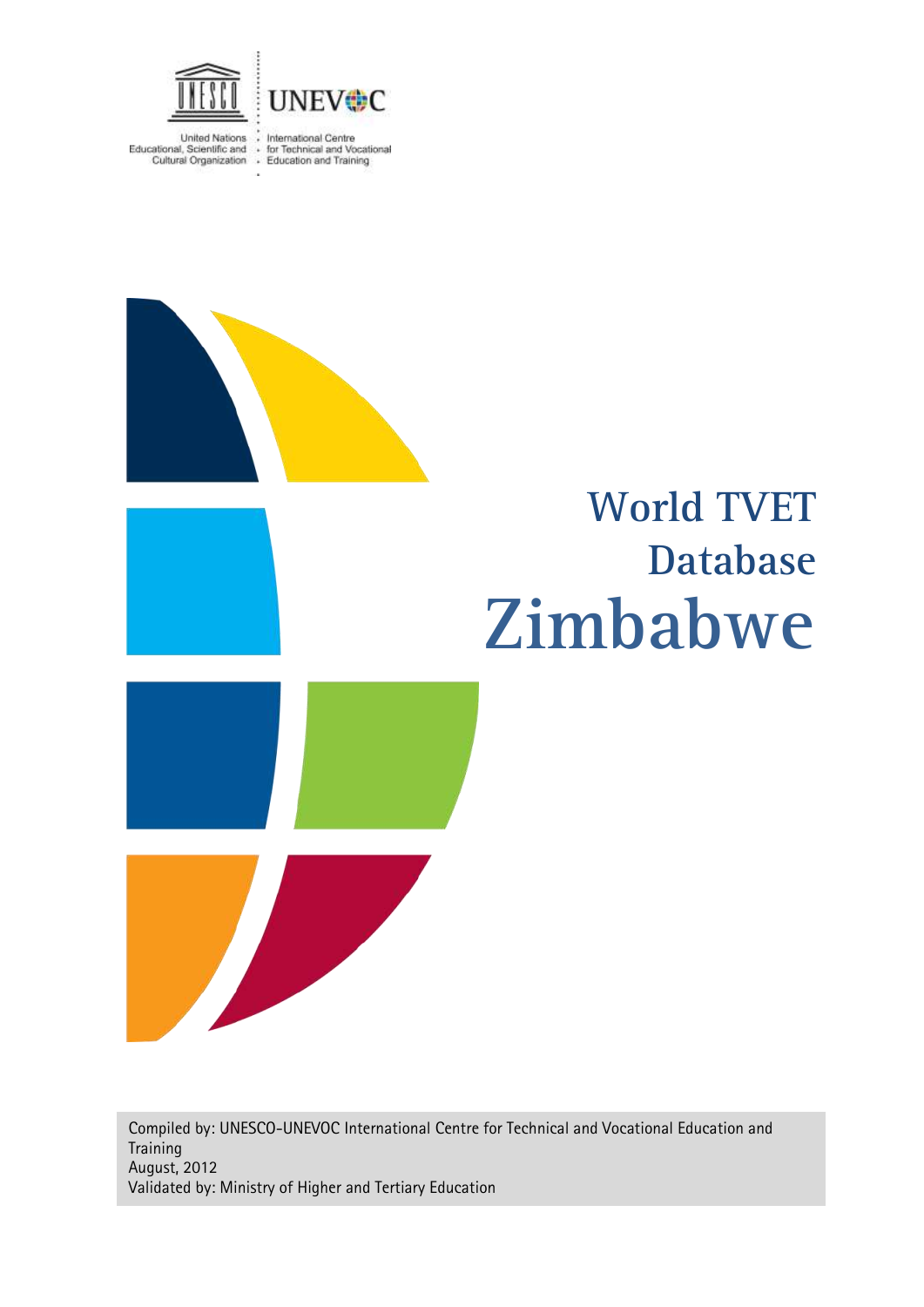United Nations Educational, Scientific and Cultural Organization

UNEVOC International Centre for Technical and Vocational Education and Training

# World TVET Database

# Zimbabwe

Compiled by: UNESCO-UNEVOC International Centre for Technical and Vocational Education and Training

August, 2012

Validated by: Ministry of Higher and Tertiary Education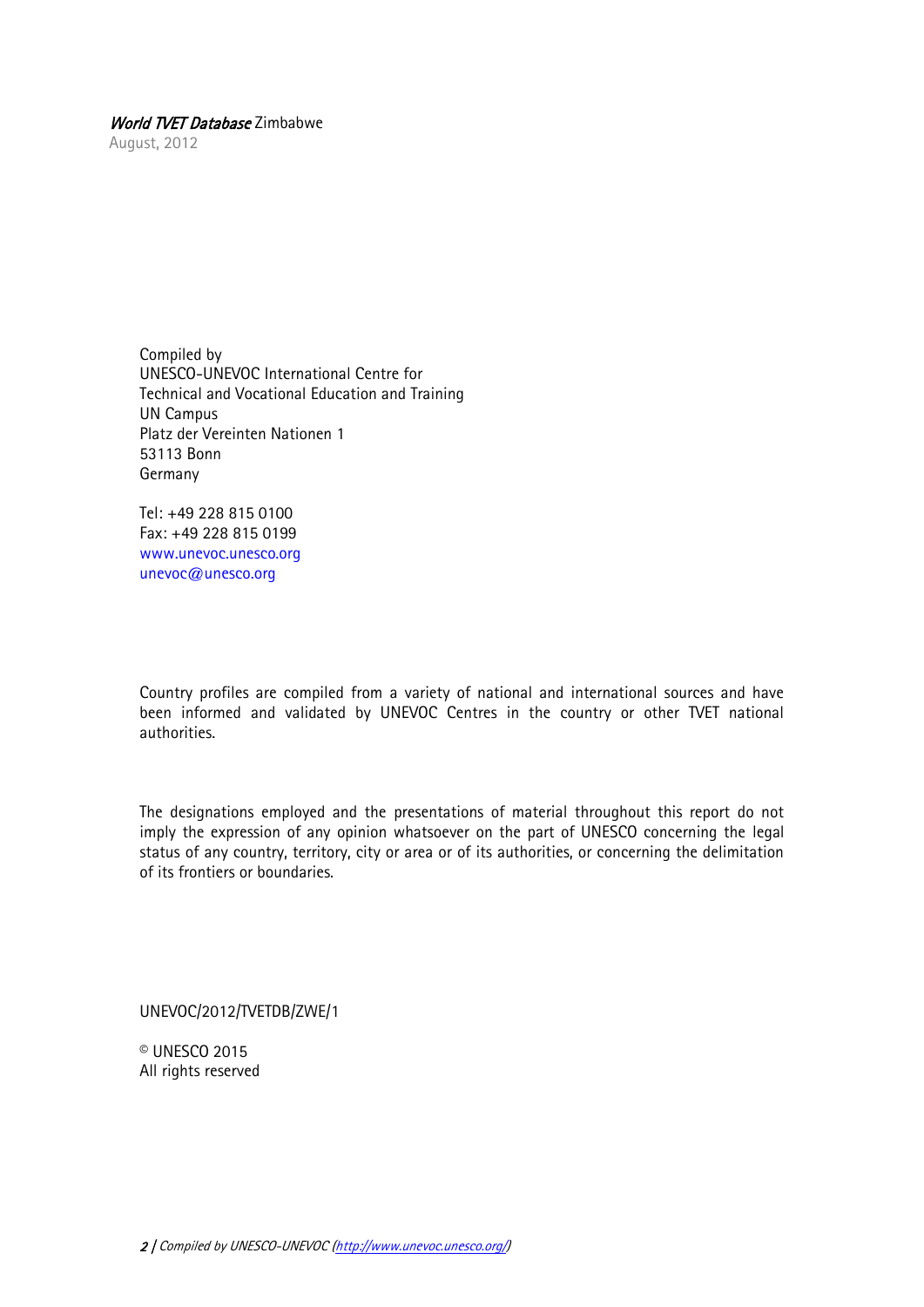*World TVET Database* Zimbabwe

August, 2012

Compiled by
UNESCO-UNEVOC International Centre for
Technical and Vocational Education and Training
UN Campus
Platz der Vereinten Nationen 1
53113 Bonn
Germany

Tel: +49 228 815 0100
Fax: +49 228 815 0199
www.unevoc.unesco.org
unevoc@unesco.org

Country profiles are compiled from a variety of national and international sources and have been informed and validated by UNEVOC Centres in the country or other TVET national authorities.

The designations employed and the presentations of material throughout this report do not imply the expression of any opinion whatsoever on the part of UNESCO concerning the legal status of any country, territory, city or area or of its authorities, or concerning the delimitation of its frontiers or boundaries.

UNEVOC/2012/TVETDB/ZWE/1

© UNESCO 2015
All rights reserved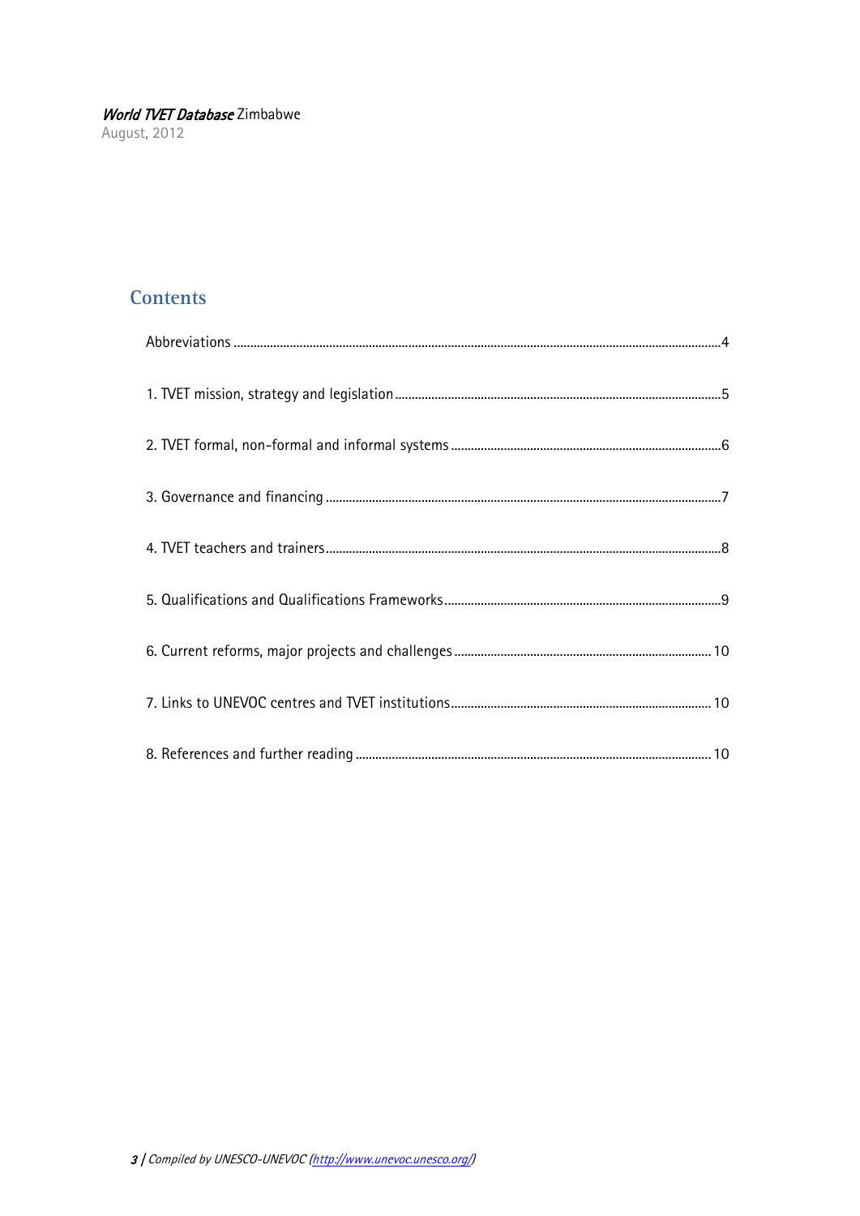## Contents

Abbreviations ........................................................................................................ 4

1. TVET mission, strategy and legislation ............................................................ 5

2. TVET formal, non-formal and informal systems ............................................... 6

3. Governance and financing ................................................................................. 7

4. TVET teachers and trainers ............................................................................... 8

5. Qualifications and Qualifications Frameworks .................................................. 9

6. Current reforms, major projects and challenges ............................................. 10

7. Links to UNEVOC centres and TVET institutions ............................................. 10

8. References and further reading ....................................................................... 10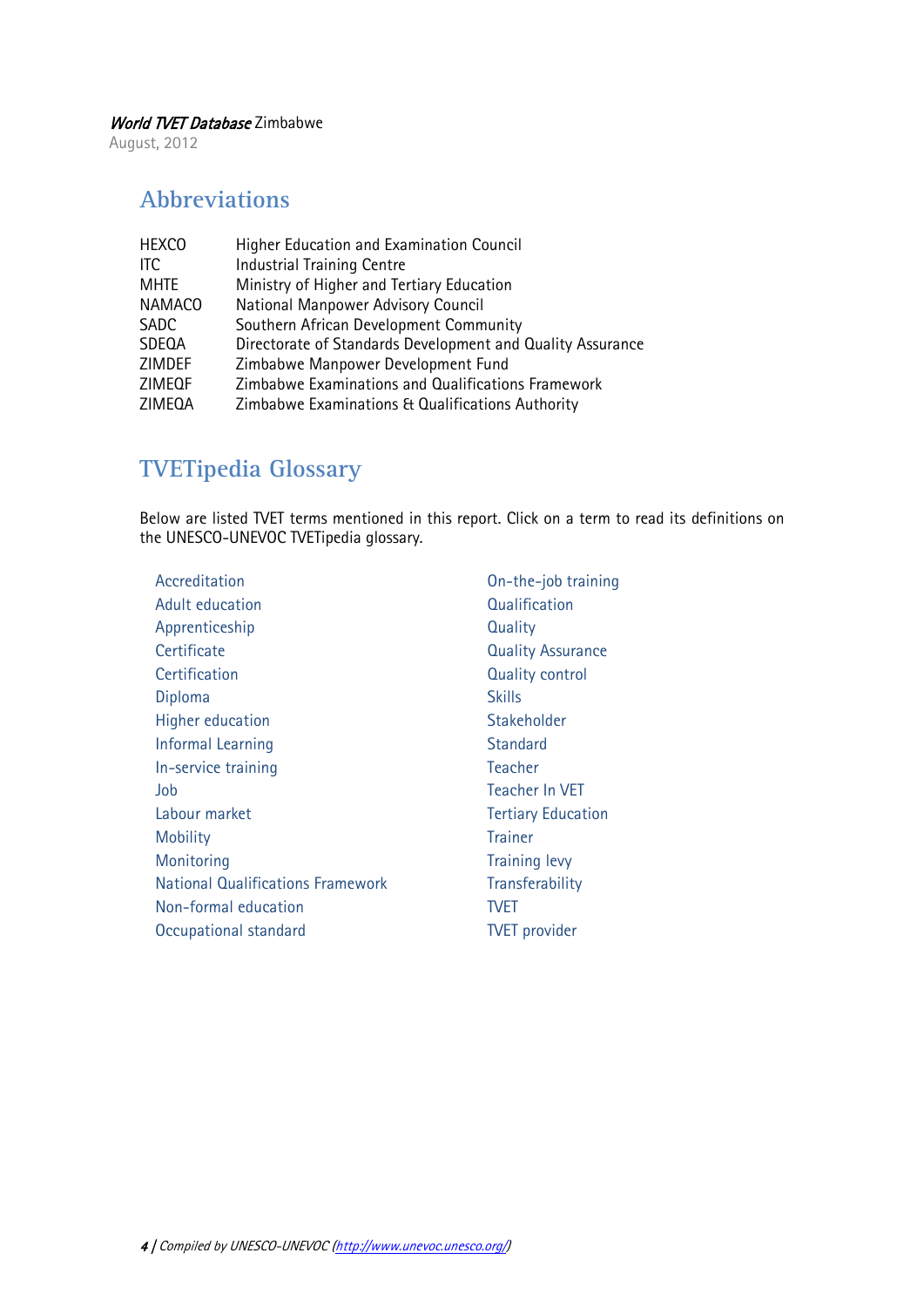## Abbreviations

| | |
|---|---|
| HEXCO | Higher Education and Examination Council |
| ITC | Industrial Training Centre |
| MHTE | Ministry of Higher and Tertiary Education |
| NAMACO | National Manpower Advisory Council |
| SADC | Southern African Development Community |
| SDEQA | Directorate of Standards Development and Quality Assurance |
| ZIMDEF | Zimbabwe Manpower Development Fund |
| ZIMEQF | Zimbabwe Examinations and Qualifications Framework |
| ZIMEQA | Zimbabwe Examinations & Qualifications Authority |

## TVETipedia Glossary

Below are listed TVET terms mentioned in this report. Click on a term to read its definitions on the UNESCO-UNEVOC TVETipedia glossary.

- Accreditation
- Adult education
- Apprenticeship
- Certificate
- Certification
- Diploma
- Higher education
- Informal Learning
- In-service training
- Job
- Labour market
- Mobility
- Monitoring
- National Qualifications Framework
- Non-formal education
- Occupational standard
- On-the-job training
- Qualification
- Quality
- Quality Assurance
- Quality control
- Skills
- Stakeholder
- Standard
- Teacher
- Teacher In VET
- Tertiary Education
- Trainer
- Training levy
- Transferability
- TVET
- TVET provider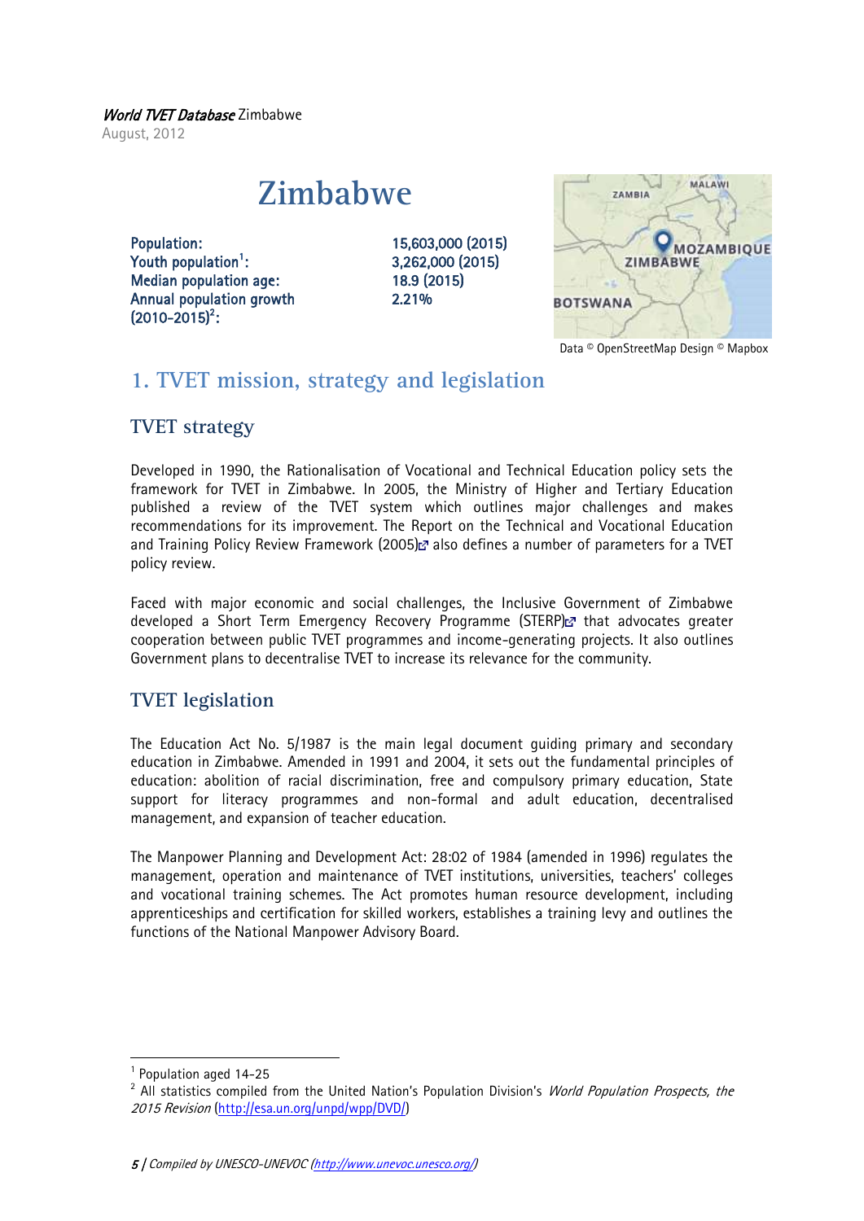*World TVET Database* Zimbabwe
August, 2012

# Zimbabwe

| | |
|---|---|
| **Population:** | 15,603,000 (2015) |
| **Youth population**[1]**:** | 3,262,000 (2015) |
| **Median population age:** | 18.9 (2015) |
| **Annual population growth (2010-2015)**[2]**:** | 2.21% |

Data © OpenStreetMap Design © Mapbox

## 1. TVET mission, strategy and legislation

### TVET strategy

Developed in 1990, the Rationalisation of Vocational and Technical Education policy sets the framework for TVET in Zimbabwe. In 2005, the Ministry of Higher and Tertiary Education published a review of the TVET system which outlines major challenges and makes recommendations for its improvement. The Report on the Technical and Vocational Education and Training Policy Review Framework (2005) also defines a number of parameters for a TVET policy review.

Faced with major economic and social challenges, the Inclusive Government of Zimbabwe developed a Short Term Emergency Recovery Programme (STERP) that advocates greater cooperation between public TVET programmes and income-generating projects. It also outlines Government plans to decentralise TVET to increase its relevance for the community.

### TVET legislation

The Education Act No. 5/1987 is the main legal document guiding primary and secondary education in Zimbabwe. Amended in 1991 and 2004, it sets out the fundamental principles of education: abolition of racial discrimination, free and compulsory primary education, State support for literacy programmes and non-formal and adult education, decentralised management, and expansion of teacher education.

The Manpower Planning and Development Act: 28:02 of 1984 (amended in 1996) regulates the management, operation and maintenance of TVET institutions, universities, teachers' colleges and vocational training schemes. The Act promotes human resource development, including apprenticeships and certification for skilled workers, establishes a training levy and outlines the functions of the National Manpower Advisory Board.

[1] Population aged 14-25

[2] All statistics compiled from the United Nation's Population Division's *World Population Prospects, the 2015 Revision* (http://esa.un.org/unpd/wpp/DVD/)

*Compiled by UNESCO-UNEVOC (http://www.unevoc.unesco.org/)*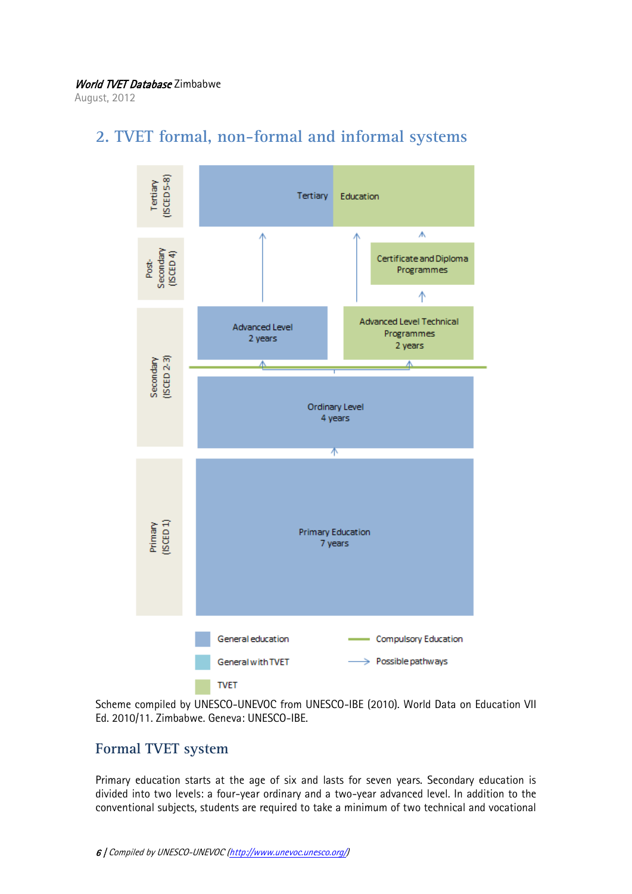## 2. TVET formal, non-formal and informal systems

Tertiary (ISCED 5-8)

Tertiary Education

Post-Secondary (ISCED 4)

Certificate and Diploma Programmes

Secondary (ISCED 2-3)

Advanced Level
2 years

Advanced Level Technical Programmes
2 years

Ordinary Level
4 years

Primary (ISCED 1)

Primary Education
7 years

General education

General with TVET

TVET

Compulsory Education

Possible pathways

Scheme compiled by UNESCO-UNEVOC from UNESCO-IBE (2010). World Data on Education VII Ed. 2010/11. Zimbabwe. Geneva: UNESCO-IBE.

### Formal TVET system

Primary education starts at the age of six and lasts for seven years. Secondary education is divided into two levels: a four-year ordinary and a two-year advanced level. In addition to the conventional subjects, students are required to take a minimum of two technical and vocational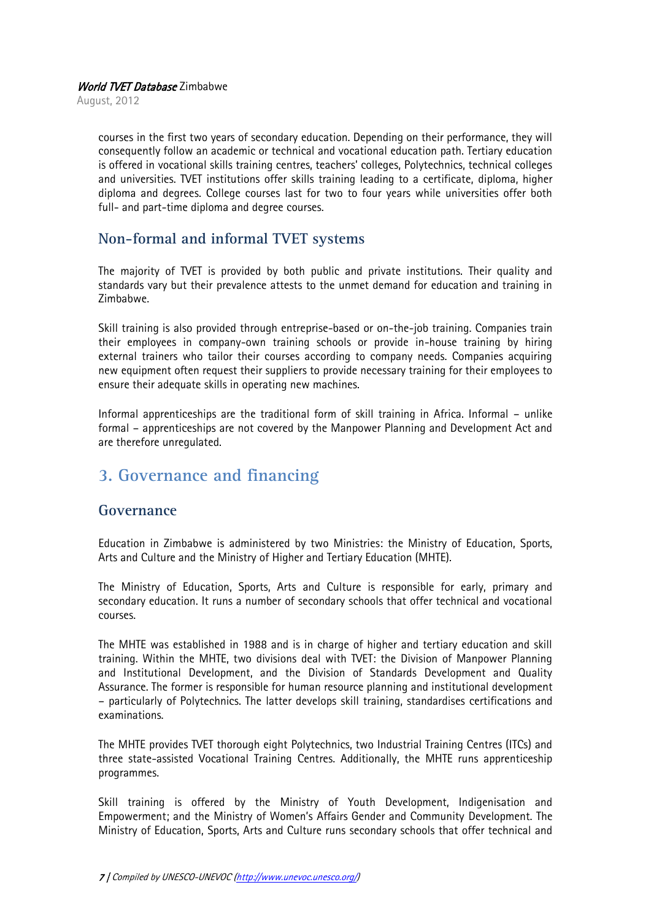courses in the first two years of secondary education. Depending on their performance, they will consequently follow an academic or technical and vocational education path. Tertiary education is offered in vocational skills training centres, teachers' colleges, Polytechnics, technical colleges and universities. TVET institutions offer skills training leading to a certificate, diploma, higher diploma and degrees. College courses last for two to four years while universities offer both full- and part-time diploma and degree courses.

### Non-formal and informal TVET systems

The majority of TVET is provided by both public and private institutions. Their quality and standards vary but their prevalence attests to the unmet demand for education and training in Zimbabwe.

Skill training is also provided through entreprise-based or on-the-job training. Companies train their employees in company-own training schools or provide in-house training by hiring external trainers who tailor their courses according to company needs. Companies acquiring new equipment often request their suppliers to provide necessary training for their employees to ensure their adequate skills in operating new machines.

Informal apprenticeships are the traditional form of skill training in Africa. Informal – unlike formal – apprenticeships are not covered by the Manpower Planning and Development Act and are therefore unregulated.

## 3. Governance and financing

### Governance

Education in Zimbabwe is administered by two Ministries: the Ministry of Education, Sports, Arts and Culture and the Ministry of Higher and Tertiary Education (MHTE).

The Ministry of Education, Sports, Arts and Culture is responsible for early, primary and secondary education. It runs a number of secondary schools that offer technical and vocational courses.

The MHTE was established in 1988 and is in charge of higher and tertiary education and skill training. Within the MHTE, two divisions deal with TVET: the Division of Manpower Planning and Institutional Development, and the Division of Standards Development and Quality Assurance. The former is responsible for human resource planning and institutional development – particularly of Polytechnics. The latter develops skill training, standardises certifications and examinations.

The MHTE provides TVET thorough eight Polytechnics, two Industrial Training Centres (ITCs) and three state-assisted Vocational Training Centres. Additionally, the MHTE runs apprenticeship programmes.

Skill training is offered by the Ministry of Youth Development, Indigenisation and Empowerment; and the Ministry of Women's Affairs Gender and Community Development. The Ministry of Education, Sports, Arts and Culture runs secondary schools that offer technical and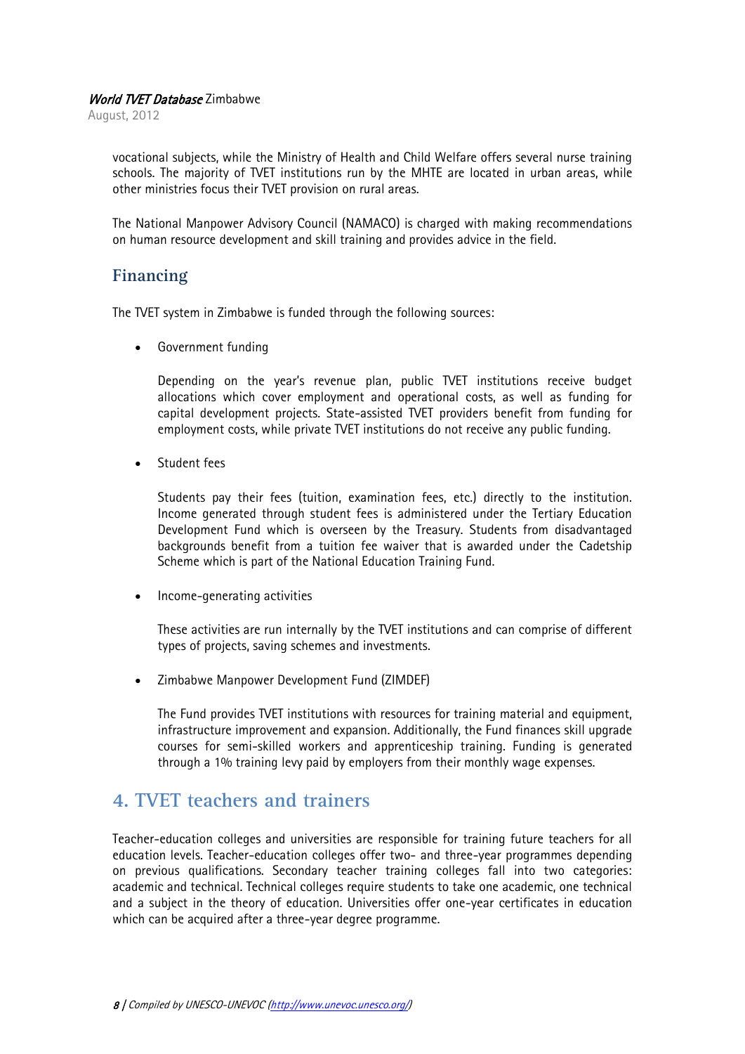vocational subjects, while the Ministry of Health and Child Welfare offers several nurse training schools. The majority of TVET institutions run by the MHTE are located in urban areas, while other ministries focus their TVET provision on rural areas.

The National Manpower Advisory Council (NAMACO) is charged with making recommendations on human resource development and skill training and provides advice in the field.

## Financing

The TVET system in Zimbabwe is funded through the following sources:

- Government funding

  Depending on the year's revenue plan, public TVET institutions receive budget allocations which cover employment and operational costs, as well as funding for capital development projects. State-assisted TVET providers benefit from funding for employment costs, while private TVET institutions do not receive any public funding.

- Student fees

  Students pay their fees (tuition, examination fees, etc.) directly to the institution. Income generated through student fees is administered under the Tertiary Education Development Fund which is overseen by the Treasury. Students from disadvantaged backgrounds benefit from a tuition fee waiver that is awarded under the Cadetship Scheme which is part of the National Education Training Fund.

- Income-generating activities

  These activities are run internally by the TVET institutions and can comprise of different types of projects, saving schemes and investments.

- Zimbabwe Manpower Development Fund (ZIMDEF)

  The Fund provides TVET institutions with resources for training material and equipment, infrastructure improvement and expansion. Additionally, the Fund finances skill upgrade courses for semi-skilled workers and apprenticeship training. Funding is generated through a 1% training levy paid by employers from their monthly wage expenses.

# 4. TVET teachers and trainers

Teacher-education colleges and universities are responsible for training future teachers for all education levels. Teacher-education colleges offer two- and three-year programmes depending on previous qualifications. Secondary teacher training colleges fall into two categories: academic and technical. Technical colleges require students to take one academic, one technical and a subject in the theory of education. Universities offer one-year certificates in education which can be acquired after a three-year degree programme.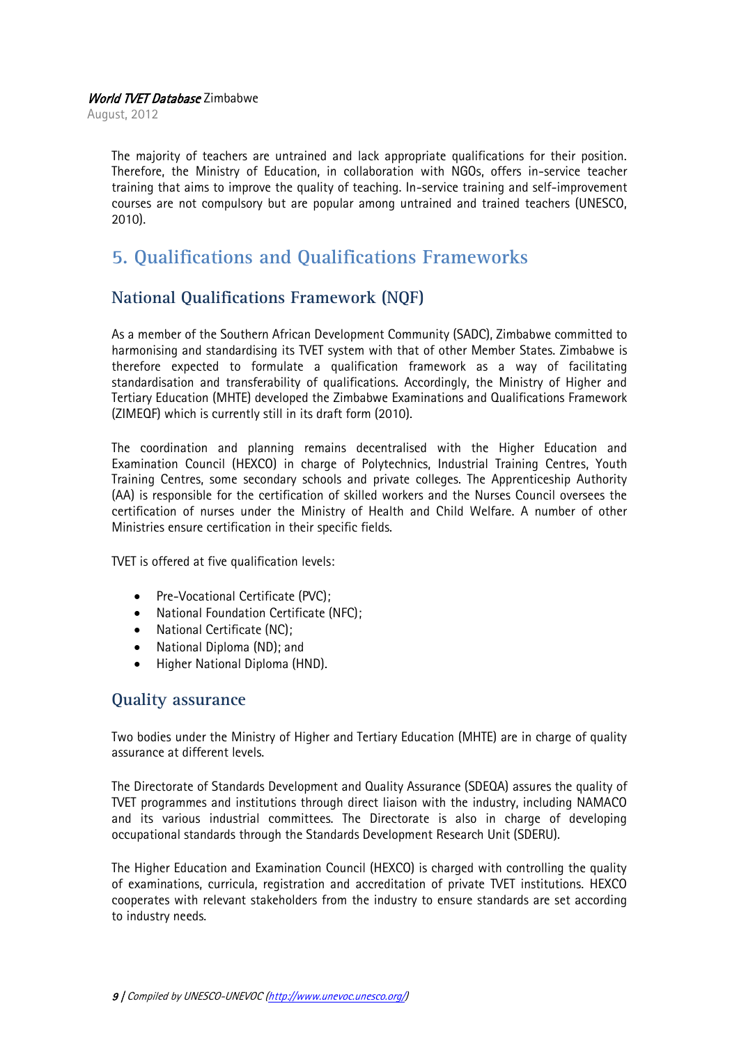The majority of teachers are untrained and lack appropriate qualifications for their position. Therefore, the Ministry of Education, in collaboration with NGOs, offers in-service teacher training that aims to improve the quality of teaching. In-service training and self-improvement courses are not compulsory but are popular among untrained and trained teachers (UNESCO, 2010).

# 5. Qualifications and Qualifications Frameworks

## National Qualifications Framework (NQF)

As a member of the Southern African Development Community (SADC), Zimbabwe committed to harmonising and standardising its TVET system with that of other Member States. Zimbabwe is therefore expected to formulate a qualification framework as a way of facilitating standardisation and transferability of qualifications. Accordingly, the Ministry of Higher and Tertiary Education (MHTE) developed the Zimbabwe Examinations and Qualifications Framework (ZIMEQF) which is currently still in its draft form (2010).

The coordination and planning remains decentralised with the Higher Education and Examination Council (HEXCO) in charge of Polytechnics, Industrial Training Centres, Youth Training Centres, some secondary schools and private colleges. The Apprenticeship Authority (AA) is responsible for the certification of skilled workers and the Nurses Council oversees the certification of nurses under the Ministry of Health and Child Welfare. A number of other Ministries ensure certification in their specific fields.

TVET is offered at five qualification levels:

- Pre-Vocational Certificate (PVC);
- National Foundation Certificate (NFC);
- National Certificate (NC);
- National Diploma (ND); and
- Higher National Diploma (HND).

## Quality assurance

Two bodies under the Ministry of Higher and Tertiary Education (MHTE) are in charge of quality assurance at different levels.

The Directorate of Standards Development and Quality Assurance (SDEQA) assures the quality of TVET programmes and institutions through direct liaison with the industry, including NAMACO and its various industrial committees. The Directorate is also in charge of developing occupational standards through the Standards Development Research Unit (SDERU).

The Higher Education and Examination Council (HEXCO) is charged with controlling the quality of examinations, curricula, registration and accreditation of private TVET institutions. HEXCO cooperates with relevant stakeholders from the industry to ensure standards are set according to industry needs.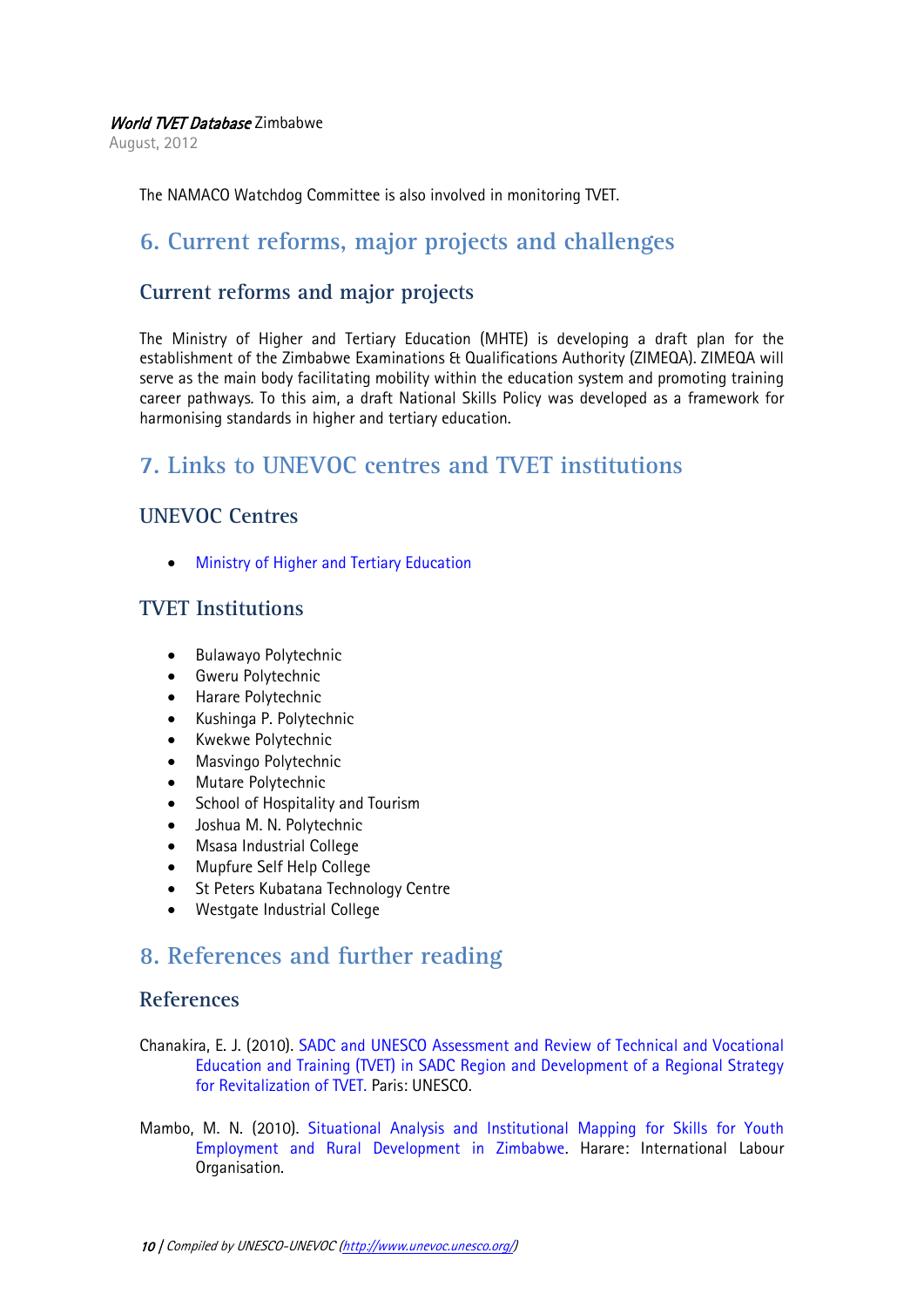The NAMACO Watchdog Committee is also involved in monitoring TVET.

## 6. Current reforms, major projects and challenges

### Current reforms and major projects

The Ministry of Higher and Tertiary Education (MHTE) is developing a draft plan for the establishment of the Zimbabwe Examinations & Qualifications Authority (ZIMEQA). ZIMEQA will serve as the main body facilitating mobility within the education system and promoting training career pathways. To this aim, a draft National Skills Policy was developed as a framework for harmonising standards in higher and tertiary education.

## 7. Links to UNEVOC centres and TVET institutions

### UNEVOC Centres

- Ministry of Higher and Tertiary Education

### TVET Institutions

- Bulawayo Polytechnic
- Gweru Polytechnic
- Harare Polytechnic
- Kushinga P. Polytechnic
- Kwekwe Polytechnic
- Masvingo Polytechnic
- Mutare Polytechnic
- School of Hospitality and Tourism
- Joshua M. N. Polytechnic
- Msasa Industrial College
- Mupfure Self Help College
- St Peters Kubatana Technology Centre
- Westgate Industrial College

## 8. References and further reading

### References

Chanakira, E. J. (2010). SADC and UNESCO Assessment and Review of Technical and Vocational Education and Training (TVET) in SADC Region and Development of a Regional Strategy for Revitalization of TVET. Paris: UNESCO.

Mambo, M. N. (2010). Situational Analysis and Institutional Mapping for Skills for Youth Employment and Rural Development in Zimbabwe. Harare: International Labour Organisation.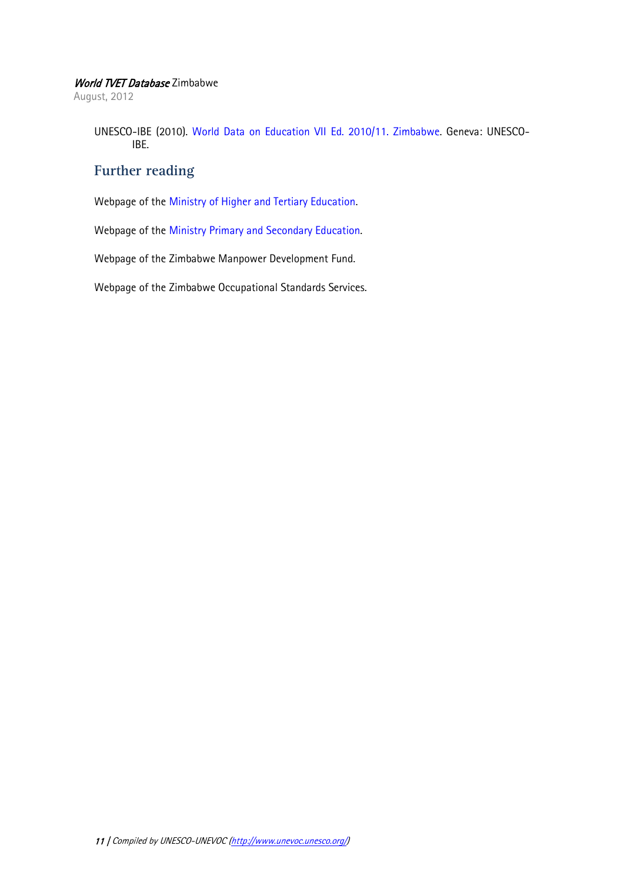UNESCO-IBE (2010). World Data on Education VII Ed. 2010/11. Zimbabwe. Geneva: UNESCO-IBE.

## Further reading

Webpage of the Ministry of Higher and Tertiary Education.

Webpage of the Ministry Primary and Secondary Education.

Webpage of the Zimbabwe Manpower Development Fund.

Webpage of the Zimbabwe Occupational Standards Services.